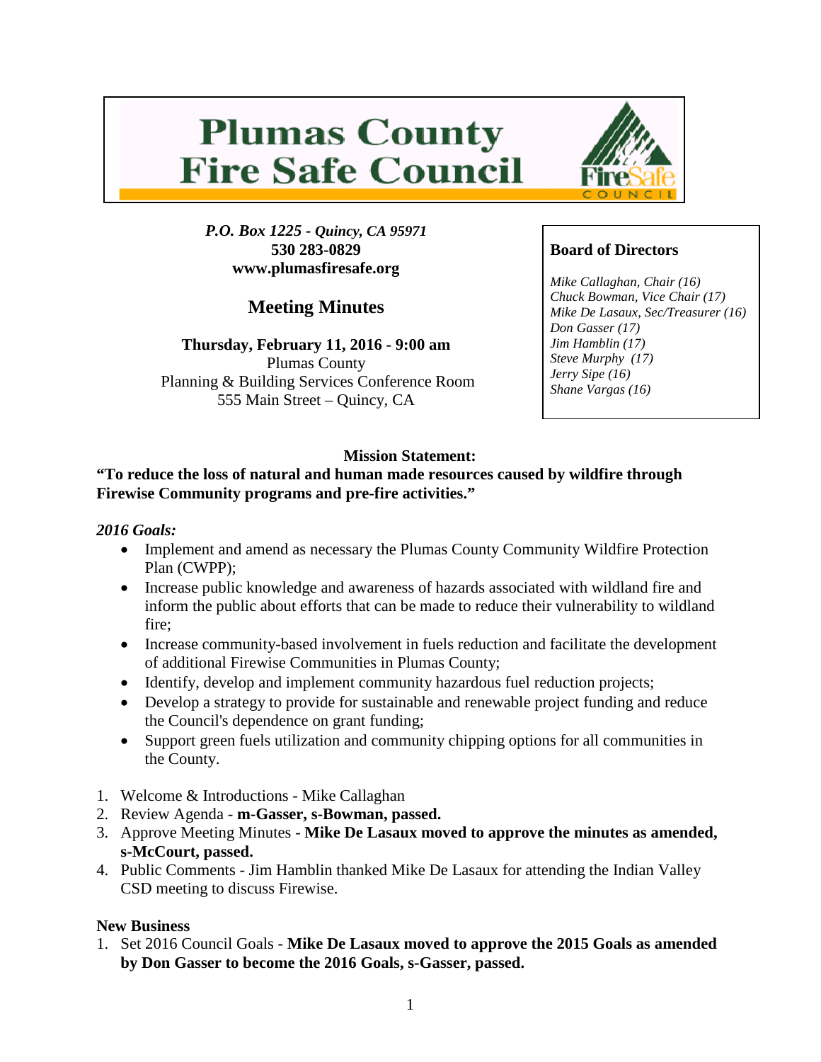# Plumas County Fire Safe Council

***P.O. Box 1225 - Quincy, CA 95971***
**530 283-0829**
**www.plumasfiresafe.org**

## Meeting Minutes

**Thursday, February 11, 2016 - 9:00 am**
Plumas County
Planning & Building Services Conference Room
555 Main Street – Quincy, CA

**Board of Directors**

*Mike Callaghan, Chair (16)*
*Chuck Bowman, Vice Chair (17)*
*Mike De Lasaux, Sec/Treasurer (16)*
*Don Gasser (17)*
*Jim Hamblin (17)*
*Steve Murphy (17)*
*Jerry Sipe (16)*
*Shane Vargas (16)*

**Mission Statement:**

**"To reduce the loss of natural and human made resources caused by wildfire through Firewise Community programs and pre-fire activities."**

***2016 Goals:***

- Implement and amend as necessary the Plumas County Community Wildfire Protection Plan (CWPP);
- Increase public knowledge and awareness of hazards associated with wildland fire and inform the public about efforts that can be made to reduce their vulnerability to wildland fire;
- Increase community-based involvement in fuels reduction and facilitate the development of additional Firewise Communities in Plumas County;
- Identify, develop and implement community hazardous fuel reduction projects;
- Develop a strategy to provide for sustainable and renewable project funding and reduce the Council's dependence on grant funding;
- Support green fuels utilization and community chipping options for all communities in the County.

1. Welcome & Introductions - Mike Callaghan
2. Review Agenda - **m-Gasser, s-Bowman, passed.**
3. Approve Meeting Minutes - **Mike De Lasaux moved to approve the minutes as amended, s-McCourt, passed.**
4. Public Comments - Jim Hamblin thanked Mike De Lasaux for attending the Indian Valley CSD meeting to discuss Firewise.

**New Business**

1. Set 2016 Council Goals - **Mike De Lasaux moved to approve the 2015 Goals as amended by Don Gasser to become the 2016 Goals, s-Gasser, passed.**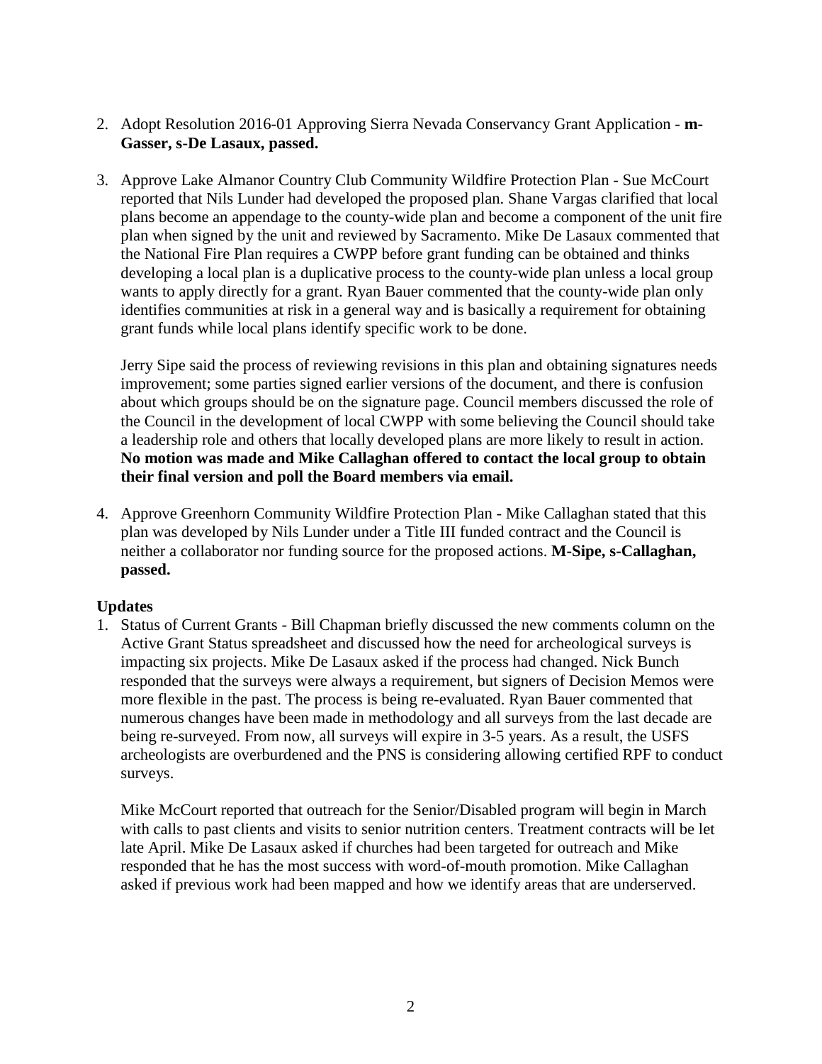2. Adopt Resolution 2016-01 Approving Sierra Nevada Conservancy Grant Application - **m-Gasser, s-De Lasaux, passed.**

3. Approve Lake Almanor Country Club Community Wildfire Protection Plan - Sue McCourt reported that Nils Lunder had developed the proposed plan. Shane Vargas clarified that local plans become an appendage to the county-wide plan and become a component of the unit fire plan when signed by the unit and reviewed by Sacramento. Mike De Lasaux commented that the National Fire Plan requires a CWPP before grant funding can be obtained and thinks developing a local plan is a duplicative process to the county-wide plan unless a local group wants to apply directly for a grant. Ryan Bauer commented that the county-wide plan only identifies communities at risk in a general way and is basically a requirement for obtaining grant funds while local plans identify specific work to be done.

   Jerry Sipe said the process of reviewing revisions in this plan and obtaining signatures needs improvement; some parties signed earlier versions of the document, and there is confusion about which groups should be on the signature page. Council members discussed the role of the Council in the development of local CWPP with some believing the Council should take a leadership role and others that locally developed plans are more likely to result in action. **No motion was made and Mike Callaghan offered to contact the local group to obtain their final version and poll the Board members via email.**

4. Approve Greenhorn Community Wildfire Protection Plan - Mike Callaghan stated that this plan was developed by Nils Lunder under a Title III funded contract and the Council is neither a collaborator nor funding source for the proposed actions. **M-Sipe, s-Callaghan, passed.**

**Updates**

1. Status of Current Grants - Bill Chapman briefly discussed the new comments column on the Active Grant Status spreadsheet and discussed how the need for archeological surveys is impacting six projects. Mike De Lasaux asked if the process had changed. Nick Bunch responded that the surveys were always a requirement, but signers of Decision Memos were more flexible in the past. The process is being re-evaluated. Ryan Bauer commented that numerous changes have been made in methodology and all surveys from the last decade are being re-surveyed. From now, all surveys will expire in 3-5 years. As a result, the USFS archeologists are overburdened and the PNS is considering allowing certified RPF to conduct surveys.

   Mike McCourt reported that outreach for the Senior/Disabled program will begin in March with calls to past clients and visits to senior nutrition centers. Treatment contracts will be let late April. Mike De Lasaux asked if churches had been targeted for outreach and Mike responded that he has the most success with word-of-mouth promotion. Mike Callaghan asked if previous work had been mapped and how we identify areas that are underserved.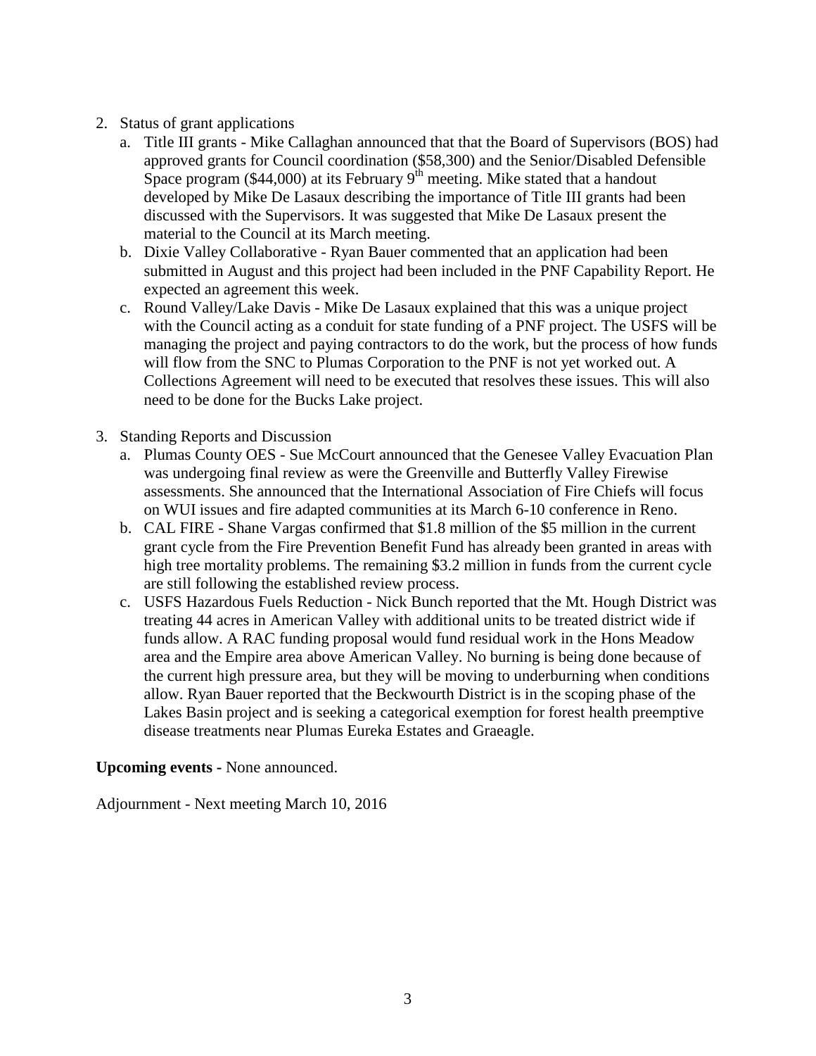2. Status of grant applications
   a. Title III grants - Mike Callaghan announced that that the Board of Supervisors (BOS) had approved grants for Council coordination ($58,300) and the Senior/Disabled Defensible Space program ($44,000) at its February 9th meeting. Mike stated that a handout developed by Mike De Lasaux describing the importance of Title III grants had been discussed with the Supervisors. It was suggested that Mike De Lasaux present the material to the Council at its March meeting.
   b. Dixie Valley Collaborative - Ryan Bauer commented that an application had been submitted in August and this project had been included in the PNF Capability Report. He expected an agreement this week.
   c. Round Valley/Lake Davis - Mike De Lasaux explained that this was a unique project with the Council acting as a conduit for state funding of a PNF project. The USFS will be managing the project and paying contractors to do the work, but the process of how funds will flow from the SNC to Plumas Corporation to the PNF is not yet worked out. A Collections Agreement will need to be executed that resolves these issues. This will also need to be done for the Bucks Lake project.

3. Standing Reports and Discussion
   a. Plumas County OES - Sue McCourt announced that the Genesee Valley Evacuation Plan was undergoing final review as were the Greenville and Butterfly Valley Firewise assessments. She announced that the International Association of Fire Chiefs will focus on WUI issues and fire adapted communities at its March 6-10 conference in Reno.
   b. CAL FIRE - Shane Vargas confirmed that $1.8 million of the $5 million in the current grant cycle from the Fire Prevention Benefit Fund has already been granted in areas with high tree mortality problems. The remaining $3.2 million in funds from the current cycle are still following the established review process.
   c. USFS Hazardous Fuels Reduction - Nick Bunch reported that the Mt. Hough District was treating 44 acres in American Valley with additional units to be treated district wide if funds allow. A RAC funding proposal would fund residual work in the Hons Meadow area and the Empire area above American Valley. No burning is being done because of the current high pressure area, but they will be moving to underburning when conditions allow. Ryan Bauer reported that the Beckwourth District is in the scoping phase of the Lakes Basin project and is seeking a categorical exemption for forest health preemptive disease treatments near Plumas Eureka Estates and Graeagle.

**Upcoming events -** None announced.

Adjournment - Next meeting March 10, 2016